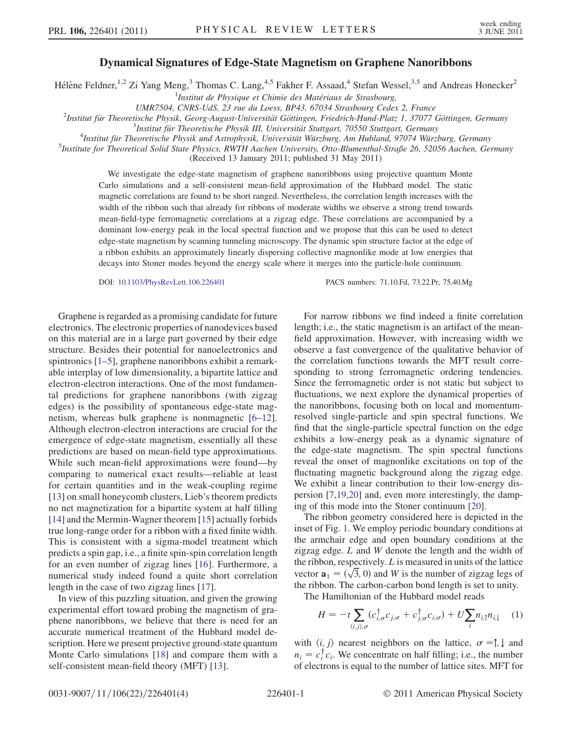# Dynamical Signatures of Edge-State Magnetism on Graphene Nanoribbons

Hélène Feldner,[1,2] Zi Yang Meng,[3] Thomas C. Lang,[4,5] Fakher F. Assaad,[4] Stefan Wessel,[3,5] and Andreas Honecker[2]

[1]Institut de Physique et Chimie des Matériaux de Strasbourg, UMR7504, CNRS-UdS, 23 rue du Loess, BP43, 67034 Strasbourg Cedex 2, France

[2]Institut für Theoretische Physik, Georg-August-Universität Göttingen, Friedrich-Hund-Platz 1, 37077 Göttingen, Germany

[3]Institut für Theoretische Physik III, Universität Stuttgart, 70550 Stuttgart, Germany

[4]Institut für Theoretische Physik und Astrophysik, Universität Würzburg, Am Hubland, 97074 Würzburg, Germany

[5]Institute for Theoretical Solid State Physics, RWTH Aachen University, Otto-Blumenthal-Straße 26, 52056 Aachen, Germany

(Received 13 January 2011; published 31 May 2011)

We investigate the edge-state magnetism of graphene nanoribbons using projective quantum Monte Carlo simulations and a self-consistent mean-field approximation of the Hubbard model. The static magnetic correlations are found to be short ranged. Nevertheless, the correlation length increases with the width of the ribbon such that already for ribbons of moderate widths we observe a strong trend towards mean-field-type ferromagnetic correlations at a zigzag edge. These correlations are accompanied by a dominant low-energy peak in the local spectral function and we propose that this can be used to detect edge-state magnetism by scanning tunneling microscopy. The dynamic spin structure factor at the edge of a ribbon exhibits an approximately linearly dispersing collective magnonlike mode at low energies that decays into Stoner modes beyond the energy scale where it merges into the particle-hole continuum.

DOI: 10.1103/PhysRevLett.106.226401 PACS numbers: 71.10.Fd, 73.22.Pr, 75.40.Mg

Graphene is regarded as a promising candidate for future electronics. The electronic properties of nanodevices based on this material are in a large part governed by their edge structure. Besides their potential for nanoelectronics and spintronics [1–5], graphene nanoribbons exhibit a remarkable interplay of low dimensionality, a bipartite lattice and electron-electron interactions. One of the most fundamental predictions for graphene nanoribbons (with zigzag edges) is the possibility of spontaneous edge-state magnetism, whereas bulk graphene is nonmagnetic [6–12]. Although electron-electron interactions are crucial for the emergence of edge-state magnetism, essentially all these predictions are based on mean-field type approximations. While such mean-field approximations were found—by comparing to numerical exact results—reliable at least for certain quantities and in the weak-coupling regime [13] on small honeycomb clusters, Lieb's theorem predicts no net magnetization for a bipartite system at half filling [14] and the Mermin-Wagner theorem [15] actually forbids true long-range order for a ribbon with a fixed finite width. This is consistent with a sigma-model treatment which predicts a spin gap, i.e., a finite spin-spin correlation length for an even number of zigzag lines [16]. Furthermore, a numerical study indeed found a quite short correlation length in the case of two zigzag lines [17].

In view of this puzzling situation, and given the growing experimental effort toward probing the magnetism of graphene nanoribbons, we believe that there is need for an accurate numerical treatment of the Hubbard model description. Here we present projective ground-state quantum Monte Carlo simulations [18] and compare them with a self-consistent mean-field theory (MFT) [13].

For narrow ribbons we find indeed a finite correlation length; i.e., the static magnetism is an artifact of the mean-field approximation. However, with increasing width we observe a fast convergence of the qualitative behavior of the correlation functions towards the MFT result corresponding to strong ferromagnetic ordering tendencies. Since the ferromagnetic order is not static but subject to fluctuations, we next explore the dynamical properties of the nanoribbons, focusing both on local and momentum-resolved single-particle and spin spectral functions. We find that the single-particle spectral function on the edge exhibits a low-energy peak as a dynamic signature of the edge-state magnetism. The spin spectral functions reveal the onset of magnonlike excitations on top of the fluctuating magnetic background along the zigzag edge. We exhibit a linear contribution to their low-energy dispersion [7,19,20] and, even more interestingly, the damping of this mode into the Stoner continuum [20].

The ribbon geometry considered here is depicted in the inset of Fig. 1. We employ periodic boundary conditions at the armchair edge and open boundary conditions at the zigzag edge. $L$ and $W$ denote the length and the width of the ribbon, respectively. $L$ is measured in units of the lattice vector $\mathbf{a}_1 = (\sqrt{3}, 0)$ and $W$ is the number of zigzag legs of the ribbon. The carbon-carbon bond length is set to unity.

The Hamiltonian of the Hubbard model reads

$$H = -t \sum_{\langle i,j \rangle, \sigma} (c_{i,\sigma}^{\dagger} c_{j,\sigma} + c_{j,\sigma}^{\dagger} c_{i,\sigma}) + U \sum_i n_{i,\uparrow} n_{i,\downarrow} \quad (1)$$

with $\langle i, j \rangle$ nearest neighbors on the lattice, $\sigma = \uparrow, \downarrow$ and $n_i = c_i^{\dagger} c_i$. We concentrate on half filling; i.e., the number of electrons is equal to the number of lattice sites. MFT for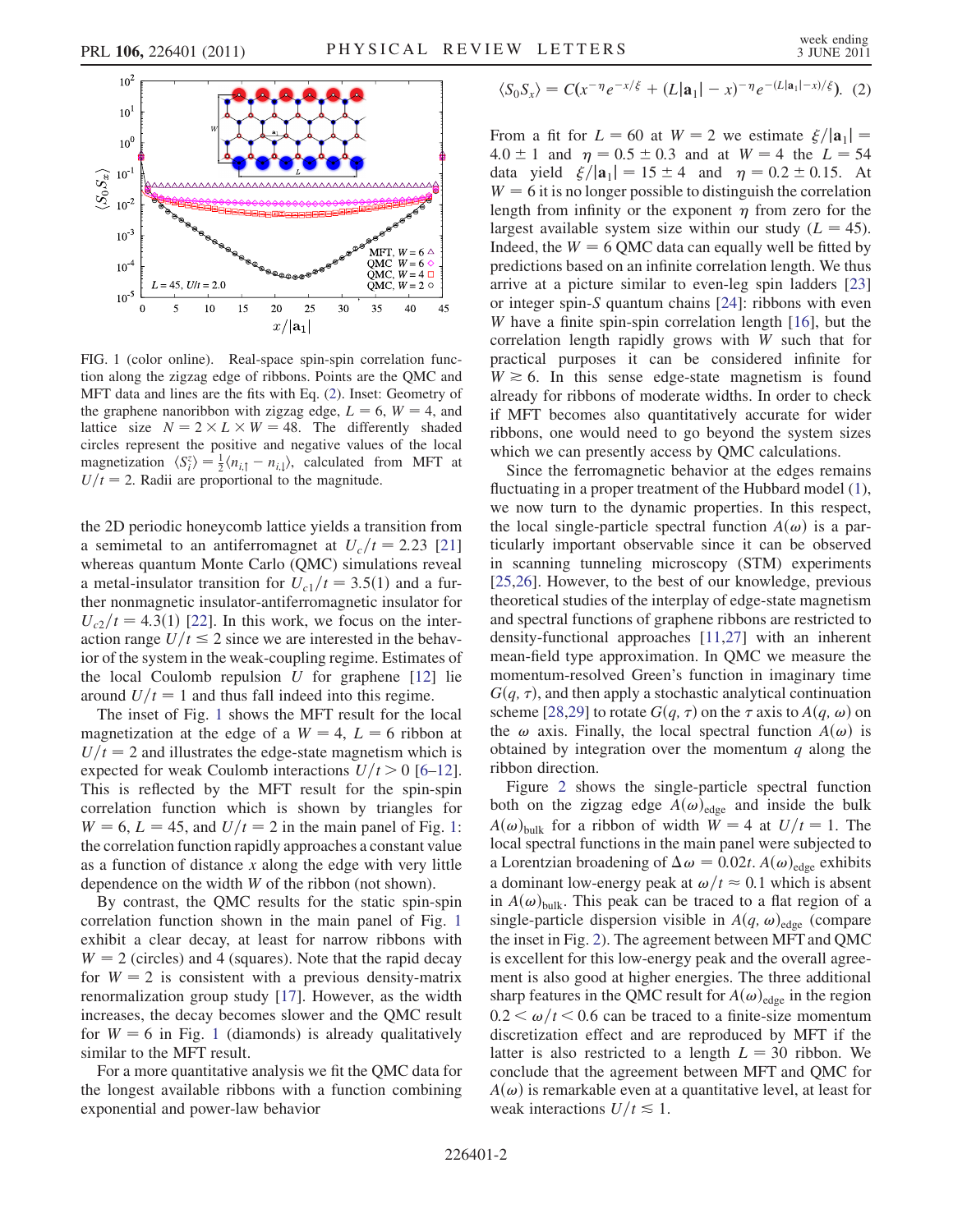FIG. 1 (color online). Real-space spin-spin correlation function along the zigzag edge of ribbons. Points are the QMC and MFT data and lines are the fits with Eq. (2). Inset: Geometry of the graphene nanoribbon with zigzag edge, $L = 6$, $W = 4$, and lattice size $N = 2 \times L \times W = 48$. The differently shaded circles represent the positive and negative values of the local magnetization $\langle S_i^z \rangle = \frac{1}{2}\langle n_{i,\uparrow} - n_{i,\downarrow} \rangle$, calculated from MFT at $U/t = 2$. Radii are proportional to the magnitude.

the 2D periodic honeycomb lattice yields a transition from a semimetal to an antiferromagnet at $U_c/t = 2.23$ [21] whereas quantum Monte Carlo (QMC) simulations reveal a metal-insulator transition for $U_{c1}/t = 3.5(1)$ and a further nonmagnetic insulator-antiferromagnetic insulator for $U_{c2}/t = 4.3(1)$ [22]. In this work, we focus on the interaction range $U/t \leq 2$ since we are interested in the behavior of the system in the weak-coupling regime. Estimates of the local Coulomb repulsion $U$ for graphene [12] lie around $U/t = 1$ and thus fall indeed into this regime.

The inset of Fig. 1 shows the MFT result for the local magnetization at the edge of a $W = 4$, $L = 6$ ribbon at $U/t = 2$ and illustrates the edge-state magnetism which is expected for weak Coulomb interactions $U/t > 0$ [6–12]. This is reflected by the MFT result for the spin-spin correlation function which is shown by triangles for $W = 6$, $L = 45$, and $U/t = 2$ in the main panel of Fig. 1: the correlation function rapidly approaches a constant value as a function of distance $x$ along the edge with very little dependence on the width $W$ of the ribbon (not shown).

By contrast, the QMC results for the static spin-spin correlation function shown in the main panel of Fig. 1 exhibit a clear decay, at least for narrow ribbons with $W = 2$ (circles) and 4 (squares). Note that the rapid decay for $W = 2$ is consistent with a previous density-matrix renormalization group study [17]. However, as the width increases, the decay becomes slower and the QMC result for $W = 6$ in Fig. 1 (diamonds) is already qualitatively similar to the MFT result.

For a more quantitative analysis we fit the QMC data for the longest available ribbons with a function combining exponential and power-law behavior

$$\langle S_0 S_x \rangle = C(x^{-\eta} e^{-x/\xi} + (L|\mathbf{a}_1| - x)^{-\eta} e^{-(L|\mathbf{a}_1|-x)/\xi}). \quad (2)$$

From a fit for $L = 60$ at $W = 2$ we estimate $\xi/|\mathbf{a}_1| = 4.0 \pm 1$ and $\eta = 0.5 \pm 0.3$ and at $W = 4$ the $L = 54$ data yield $\xi/|\mathbf{a}_1| = 15 \pm 4$ and $\eta = 0.2 \pm 0.15$. At $W = 6$ it is no longer possible to distinguish the correlation length from infinity or the exponent $\eta$ from zero for the largest available system size within our study ($L = 45$). Indeed, the $W = 6$ QMC data can equally well be fitted by predictions based on an infinite correlation length. We thus arrive at a picture similar to even-leg spin ladders [23] or integer spin-$S$ quantum chains [24]: ribbons with even $W$ have a finite spin-spin correlation length [16], but the correlation length rapidly grows with $W$ such that for practical purposes it can be considered infinite for $W \gtrsim 6$. In this sense edge-state magnetism is found already for ribbons of moderate widths. In order to check if MFT becomes also quantitatively accurate for wider ribbons, one would need to go beyond the system sizes which we can presently access by QMC calculations.

Since the ferromagnetic behavior at the edges remains fluctuating in a proper treatment of the Hubbard model (1), we now turn to the dynamic properties. In this respect, the local single-particle spectral function $A(\omega)$ is a particularly important observable since it can be observed in scanning tunneling microscopy (STM) experiments [25,26]. However, to the best of our knowledge, previous theoretical studies of the interplay of edge-state magnetism and spectral functions of graphene ribbons are restricted to density-functional approaches [11,27] with an inherent mean-field type approximation. In QMC we measure the momentum-resolved Green's function in imaginary time $G(q, \tau)$, and then apply a stochastic analytical continuation scheme [28,29] to rotate $G(q, \tau)$ on the $\tau$ axis to $A(q, \omega)$ on the $\omega$ axis. Finally, the local spectral function $A(\omega)$ is obtained by integration over the momentum $q$ along the ribbon direction.

Figure 2 shows the single-particle spectral function both on the zigzag edge $A(\omega)_{\text{edge}}$ and inside the bulk $A(\omega)_{\text{bulk}}$ for a ribbon of width $W = 4$ at $U/t = 1$. The local spectral functions in the main panel were subjected to a Lorentzian broadening of $\Delta\omega = 0.02t$. $A(\omega)_{\text{edge}}$ exhibits a dominant low-energy peak at $\omega/t \approx 0.1$ which is absent in $A(\omega)_{\text{bulk}}$. This peak can be traced to a flat region of a single-particle dispersion visible in $A(q, \omega)_{\text{edge}}$ (compare the inset in Fig. 2). The agreement between MFT and QMC is excellent for this low-energy peak and the overall agreement is also good at higher energies. The three additional sharp features in the QMC result for $A(\omega)_{\text{edge}}$ in the region $0.2 < \omega/t < 0.6$ can be traced to a finite-size momentum discretization effect and are reproduced by MFT if the latter is also restricted to a length $L = 30$ ribbon. We conclude that the agreement between MFT and QMC for $A(\omega)$ is remarkable even at a quantitative level, at least for weak interactions $U/t \lesssim 1$.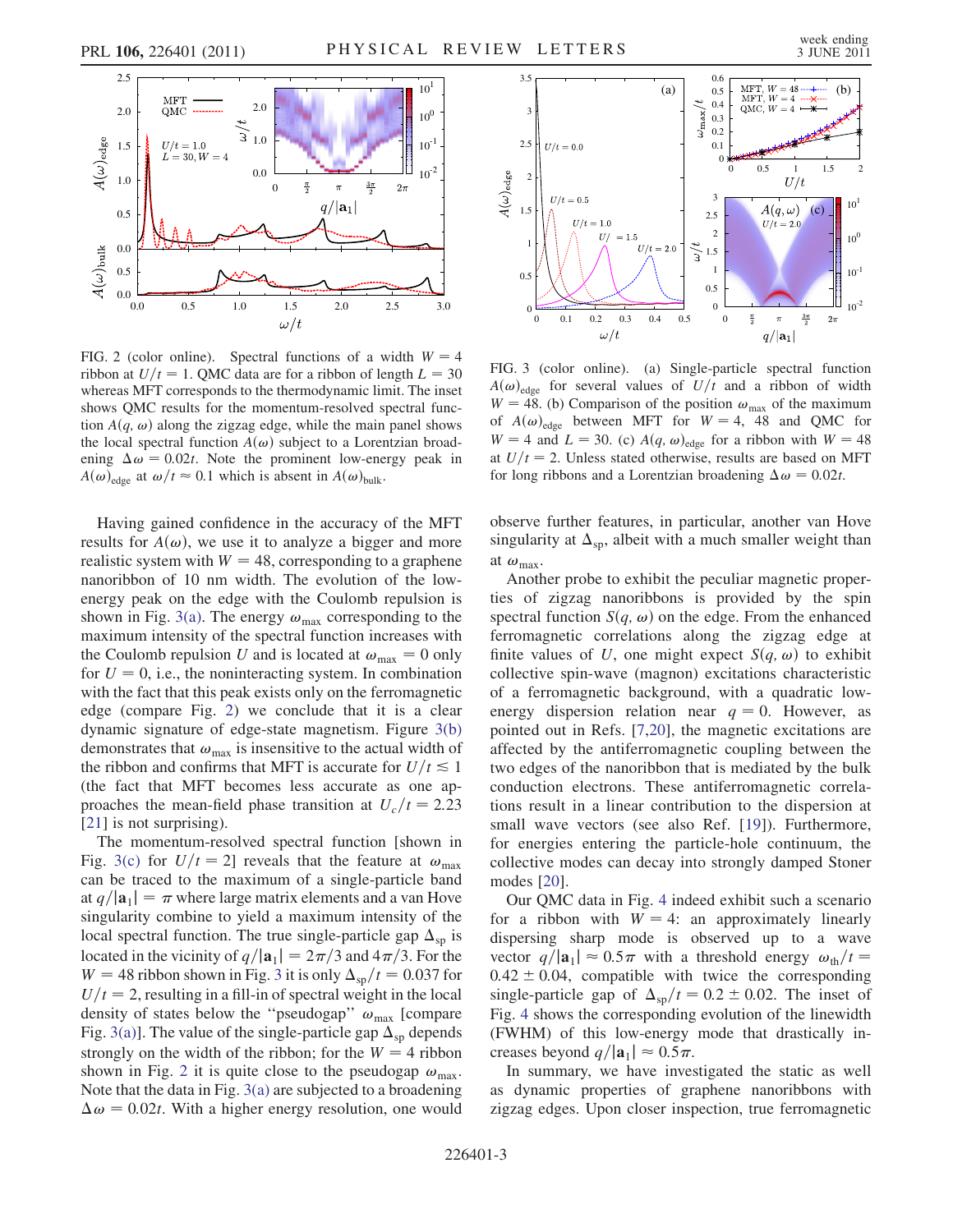FIG. 2 (color online). Spectral functions of a width $W = 4$ ribbon at $U/t = 1$. QMC data are for a ribbon of length $L = 30$ whereas MFT corresponds to the thermodynamic limit. The inset shows QMC results for the momentum-resolved spectral function $A(q, \omega)$ along the zigzag edge, while the main panel shows the local spectral function $A(\omega)$ subject to a Lorentzian broadening $\Delta\omega = 0.02t$. Note the prominent low-energy peak in $A(\omega)_{\mathrm{edge}}$ at $\omega/t \approx 0.1$ which is absent in $A(\omega)_{\mathrm{bulk}}$.

FIG. 3 (color online). (a) Single-particle spectral function $A(\omega)_{\mathrm{edge}}$ for several values of $U/t$ and a ribbon of width $W = 48$. (b) Comparison of the position $\omega_{\mathrm{max}}$ of the maximum of $A(\omega)_{\mathrm{edge}}$ between MFT for $W = 4$, 48 and QMC for $W = 4$ and $L = 30$. (c) $A(q, \omega)_{\mathrm{edge}}$ for a ribbon with $W = 48$ at $U/t = 2$. Unless stated otherwise, results are based on MFT for long ribbons and a Lorentzian broadening $\Delta\omega = 0.02t$.

Having gained confidence in the accuracy of the MFT results for $A(\omega)$, we use it to analyze a bigger and more realistic system with $W = 48$, corresponding to a graphene nanoribbon of 10 nm width. The evolution of the low-energy peak on the edge with the Coulomb repulsion is shown in Fig. 3(a). The energy $\omega_{\mathrm{max}}$ corresponding to the maximum intensity of the spectral function increases with the Coulomb repulsion $U$ and is located at $\omega_{\mathrm{max}} = 0$ only for $U = 0$, i.e., for the noninteracting system. In combination with the fact that this peak exists only on the ferromagnetic edge (compare Fig. 2) we conclude that it is a clear dynamic signature of edge-state magnetism. Figure 3(b) demonstrates that $\omega_{\mathrm{max}}$ is insensitive to the actual width of the ribbon and confirms that MFT is accurate for $U/t \lesssim 1$ (the fact that MFT becomes less accurate as one approaches the mean-field phase transition at $U_c/t = 2.23$ [21] is not surprising).

The momentum-resolved spectral function [shown in Fig. 3(c) for $U/t = 2$] reveals that the feature at $\omega_{\mathrm{max}}$ can be traced to the maximum of a single-particle band at $q/|\mathbf{a}_1| = \pi$ where large matrix elements and a van Hove singularity combine to yield a maximum intensity of the local spectral function. The true single-particle gap $\Delta_{\mathrm{sp}}$ is located in the vicinity of $q/|\mathbf{a}_1| = 2\pi/3$ and $4\pi/3$. For the $W = 48$ ribbon shown in Fig. 3 it is only $\Delta_{\mathrm{sp}}/t = 0.037$ for $U/t = 2$, resulting in a fill-in of spectral weight in the local density of states below the "pseudogap" $\omega_{\mathrm{max}}$ [compare Fig. 3(a)]. The value of the single-particle gap $\Delta_{\mathrm{sp}}$ depends strongly on the width of the ribbon; for the $W = 4$ ribbon shown in Fig. 2 it is quite close to the pseudogap $\omega_{\mathrm{max}}$. Note that the data in Fig. 3(a) are subjected to a broadening $\Delta\omega = 0.02t$. With a higher energy resolution, one would observe further features, in particular, another van Hove singularity at $\Delta_{\mathrm{sp}}$, albeit with a much smaller weight than at $\omega_{\mathrm{max}}$.

Another probe to exhibit the peculiar magnetic properties of zigzag nanoribbons is provided by the spin spectral function $S(q, \omega)$ on the edge. From the enhanced ferromagnetic correlations along the zigzag edge at finite values of $U$, one might expect $S(q, \omega)$ to exhibit collective spin-wave (magnon) excitations characteristic of a ferromagnetic background, with a quadratic low-energy dispersion relation near $q = 0$. However, as pointed out in Refs. [7,20], the magnetic excitations are affected by the antiferromagnetic coupling between the two edges of the nanoribbon that is mediated by the bulk conduction electrons. These antiferromagnetic correlations result in a linear contribution to the dispersion at small wave vectors (see also Ref. [19]). Furthermore, for energies entering the particle-hole continuum, the collective modes can decay into strongly damped Stoner modes [20].

Our QMC data in Fig. 4 indeed exhibit such a scenario for a ribbon with $W = 4$: an approximately linearly dispersing sharp mode is observed up to a wave vector $q/|\mathbf{a}_1| \approx 0.5\pi$ with a threshold energy $\omega_{\mathrm{th}}/t = 0.42 \pm 0.04$, compatible with twice the corresponding single-particle gap of $\Delta_{\mathrm{sp}}/t = 0.2 \pm 0.02$. The inset of Fig. 4 shows the corresponding evolution of the linewidth (FWHM) of this low-energy mode that drastically increases beyond $q/|\mathbf{a}_1| \approx 0.5\pi$.

In summary, we have investigated the static as well as dynamic properties of graphene nanoribbons with zigzag edges. Upon closer inspection, true ferromagnetic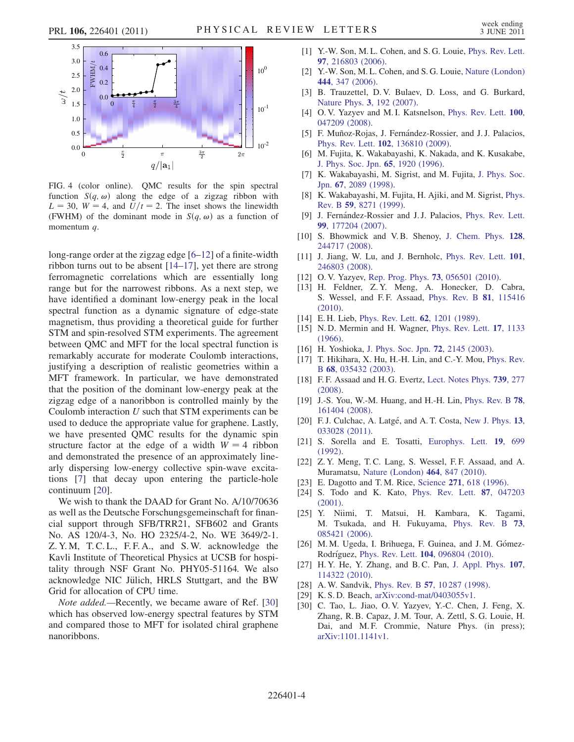3.5
3.0
2.5
2.0
1.5
1.0
0.5
0.0
$\omega/t$
0
$\frac{\pi}{2}$
$\pi$
$\frac{3\pi}{2}$
$2\pi$
$q/|\mathbf{a}_1|$
FWHM/$t$
0.6
0.4
0.2
0.0
0
$\frac{\pi}{4}$
$\frac{\pi}{2}$
$\frac{3\pi}{4}$
$10^0$
$10^{-1}$
$10^{-2}$

FIG. 4 (color online). QMC results for the spin spectral function $S(q, \omega)$ along the edge of a zigzag ribbon with $L = 30$, $W = 4$, and $U/t = 2$. The inset shows the linewidth (FWHM) of the dominant mode in $S(q, \omega)$ as a function of momentum $q$.

long-range order at the zigzag edge [6–12] of a finite-width ribbon turns out to be absent [14–17], yet there are strong ferromagnetic correlations which are essentially long range but for the narrowest ribbons. As a next step, we have identified a dominant low-energy peak in the local spectral function as a dynamic signature of edge-state magnetism, thus providing a theoretical guide for further STM and spin-resolved STM experiments. The agreement between QMC and MFT for the local spectral function is remarkably accurate for moderate Coulomb interactions, justifying a description of realistic geometries within a MFT framework. In particular, we have demonstrated that the position of the dominant low-energy peak at the zigzag edge of a nanoribbon is controlled mainly by the Coulomb interaction $U$ such that STM experiments can be used to deduce the appropriate value for graphene. Lastly, we have presented QMC results for the dynamic spin structure factor at the edge of a width $W = 4$ ribbon and demonstrated the presence of an approximately linearly dispersing low-energy collective spin-wave excitations [7] that decay upon entering the particle-hole continuum [20].

We wish to thank the DAAD for Grant No. A/10/70636 as well as the Deutsche Forschungsgemeinschaft for financial support through SFB/TRR21, SFB602 and Grants No. AS 120/4-3, No. HO 2325/4-2, No. WE 3649/2-1. Z. Y. M, T. C. L., F. F. A., and S. W. acknowledge the Kavli Institute of Theoretical Physics at UCSB for hospitality through NSF Grant No. PHY05-51164. We also acknowledge NIC Jülich, HRLS Stuttgart, and the BW Grid for allocation of CPU time.

*Note added.*—Recently, we became aware of Ref. [30] which has observed low-energy spectral features by STM and compared those to MFT for isolated chiral graphene nanoribbons.

[1] Y.-W. Son, M. L. Cohen, and S. G. Louie, Phys. Rev. Lett. **97**, 216803 (2006).
[2] Y.-W. Son, M. L. Cohen, and S. G. Louie, Nature (London) **444**, 347 (2006).
[3] B. Trauzettel, D. V. Bulaev, D. Loss, and G. Burkard, Nature Phys. **3**, 192 (2007).
[4] O. V. Yazyev and M. I. Katsnelson, Phys. Rev. Lett. **100**, 047209 (2008).
[5] F. Muñoz-Rojas, J. Fernández-Rossier, and J. J. Palacios, Phys. Rev. Lett. **102**, 136810 (2009).
[6] M. Fujita, K. Wakabayashi, K. Nakada, and K. Kusakabe, J. Phys. Soc. Jpn. **65**, 1920 (1996).
[7] K. Wakabayashi, M. Sigrist, and M. Fujita, J. Phys. Soc. Jpn. **67**, 2089 (1998).
[8] K. Wakabayashi, M. Fujita, H. Ajiki, and M. Sigrist, Phys. Rev. B **59**, 8271 (1999).
[9] J. Fernández-Rossier and J. J. Palacios, Phys. Rev. Lett. **99**, 177204 (2007).
[10] S. Bhowmick and V. B. Shenoy, J. Chem. Phys. **128**, 244717 (2008).
[11] J. Jiang, W. Lu, and J. Bernholc, Phys. Rev. Lett. **101**, 246803 (2008).
[12] O. V. Yazyev, Rep. Prog. Phys. **73**, 056501 (2010).
[13] H. Feldner, Z. Y. Meng, A. Honecker, D. Cabra, S. Wessel, and F. F. Assaad, Phys. Rev. B **81**, 115416 (2010).
[14] E. H. Lieb, Phys. Rev. Lett. **62**, 1201 (1989).
[15] N. D. Mermin and H. Wagner, Phys. Rev. Lett. **17**, 1133 (1966).
[16] H. Yoshioka, J. Phys. Soc. Jpn. **72**, 2145 (2003).
[17] T. Hikihara, X. Hu, H.-H. Lin, and C.-Y. Mou, Phys. Rev. B **68**, 035432 (2003).
[18] F. F. Assaad and H. G. Evertz, Lect. Notes Phys. **739**, 277 (2008).
[19] J.-S. You, W.-M. Huang, and H.-H. Lin, Phys. Rev. B **78**, 161404 (2008).
[20] F. J. Culchac, A. Latgé, and A. T. Costa, New J. Phys. **13**, 033028 (2011).
[21] S. Sorella and E. Tosatti, Europhys. Lett. **19**, 699 (1992).
[22] Z. Y. Meng, T. C. Lang, S. Wessel, F. F. Assaad, and A. Muramatsu, Nature (London) **464**, 847 (2010).
[23] E. Dagotto and T. M. Rice, Science **271**, 618 (1996).
[24] S. Todo and K. Kato, Phys. Rev. Lett. **87**, 047203 (2001).
[25] Y. Niimi, T. Matsui, H. Kambara, K. Tagami, M. Tsukada, and H. Fukuyama, Phys. Rev. B **73**, 085421 (2006).
[26] M. M. Ugeda, I. Brihuega, F. Guinea, and J. M. Gómez-Rodríguez, Phys. Rev. Lett. **104**, 096804 (2010).
[27] H. Y. He, Y. Zhang, and B. C. Pan, J. Appl. Phys. **107**, 114322 (2010).
[28] A. W. Sandvik, Phys. Rev. B **57**, 10 287 (1998).
[29] K. S. D. Beach, arXiv:cond-mat/0403055v1.
[30] C. Tao, L. Jiao, O. V. Yazyev, Y.-C. Chen, J. Feng, X. Zhang, R. B. Capaz, J. M. Tour, A. Zettl, S. G. Louie, H. Dai, and M. F. Crommie, Nature Phys. (in press); arXiv:1101.1141v1.